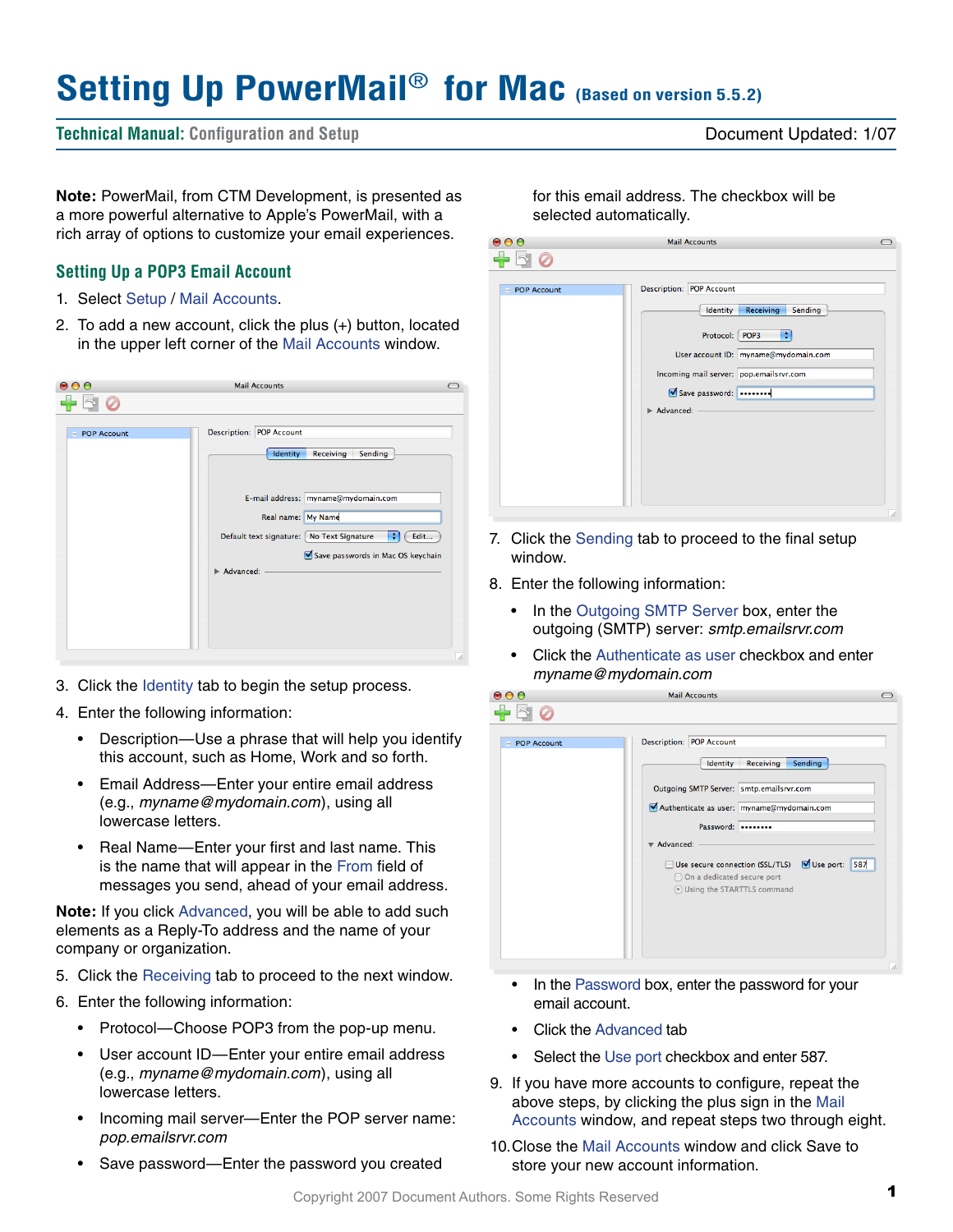# Setting Up PowerMail® for Mac (Based on version 5.5.2)

**Technical Manual:** Configuration and Setup

Document Updated: 1/07

**Note:** PowerMail, from CTM Development, is presented as a more powerful alternative to Apple's PowerMail, with a rich array of options to customize your email experiences.

## Setting Up a POP3 Email Account

1. Select Setup / Mail Accounts.
2. To add a new account, click the plus (+) button, located in the upper left corner of the Mail Accounts window.
3. Click the Identity tab to begin the setup process.
4. Enter the following information:
   - Description—Use a phrase that will help you identify this account, such as Home, Work and so forth.
   - Email Address—Enter your entire email address (e.g., *myname@mydomain.com*), using all lowercase letters.
   - Real Name—Enter your first and last name. This is the name that will appear in the From field of messages you send, ahead of your email address.

**Note:** If you click Advanced, you will be able to add such elements as a Reply-To address and the name of your company or organization.

5. Click the Receiving tab to proceed to the next window.
6. Enter the following information:
   - Protocol—Choose POP3 from the pop-up menu.
   - User account ID—Enter your entire email address (e.g., *myname@mydomain.com*), using all lowercase letters.
   - Incoming mail server—Enter the POP server name: *pop.emailsrvr.com*
   - Save password—Enter the password you created for this email address. The checkbox will be selected automatically.
7. Click the Sending tab to proceed to the final setup window.
8. Enter the following information:
   - In the Outgoing SMTP Server box, enter the outgoing (SMTP) server: *smtp.emailsrvr.com*
   - Click the Authenticate as user checkbox and enter *myname@mydomain.com*
   - In the Password box, enter the password for your email account.
   - Click the Advanced tab
   - Select the Use port checkbox and enter 587.
9. If you have more accounts to configure, repeat the above steps, by clicking the plus sign in the Mail Accounts window, and repeat steps two through eight.
10. Close the Mail Accounts window and click Save to store your new account information.

Copyright 2007 Document Authors. Some Rights Reserved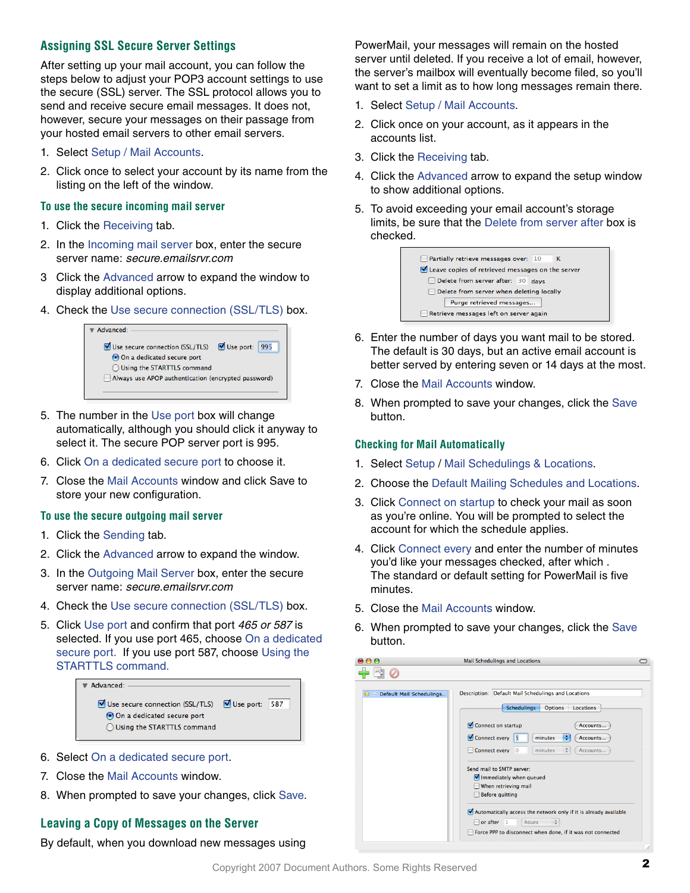## Assigning SSL Secure Server Settings

After setting up your mail account, you can follow the steps below to adjust your POP3 account settings to use the secure (SSL) server. The SSL protocol allows you to send and receive secure email messages. It does not, however, secure your messages on their passage from your hosted email servers to other email servers.

1. Select Setup / Mail Accounts.
2. Click once to select your account by its name from the listing on the left of the window.

### To use the secure incoming mail server

1. Click the Receiving tab.
2. In the Incoming mail server box, enter the secure server name: *secure.emailsrvr.com*
3. Click the Advanced arrow to expand the window to display additional options.
4. Check the Use secure connection (SSL/TLS) box.

Advanced:
Use secure connection (SSL/TLS) Use port: 995
On a dedicated secure port
Using the STARTTLS command
Always use APOP authentication (encrypted password)

5. The number in the Use port box will change automatically, although you should click it anyway to select it. The secure POP server port is 995.
6. Click On a dedicated secure port to choose it.
7. Close the Mail Accounts window and click Save to store your new configuration.

### To use the secure outgoing mail server

1. Click the Sending tab.
2. Click the Advanced arrow to expand the window.
3. In the Outgoing Mail Server box, enter the secure server name: *secure.emailsrvr.com*
4. Check the Use secure connection (SSL/TLS) box.
5. Click Use port and confirm that port *465 or 587* is selected. If you use port 465, choose On a dedicated secure port. If you use port 587, choose Using the STARTTLS command.

Advanced:
Use secure connection (SSL/TLS) Use port: 587
On a dedicated secure port
Using the STARTTLS command

6. Select On a dedicated secure port.
7. Close the Mail Accounts window.
8. When prompted to save your changes, click Save.

## Leaving a Copy of Messages on the Server

By default, when you download new messages using PowerMail, your messages will remain on the hosted server until deleted. If you receive a lot of email, however, the server's mailbox will eventually become filed, so you'll want to set a limit as to how long messages remain there.

1. Select Setup / Mail Accounts.
2. Click once on your account, as it appears in the accounts list.
3. Click the Receiving tab.
4. Click the Advanced arrow to expand the setup window to show additional options.
5. To avoid exceeding your email account's storage limits, be sure that the Delete from server after box is checked.

Partially retrieve messages over: 10 K
Leave copies of retrieved messages on the server
Delete from server after: 30 days
Delete from server when deleting locally
Purge retrieved messages...
Retrieve messages left on server again

6. Enter the number of days you want mail to be stored. The default is 30 days, but an active email account is better served by entering seven or 14 days at the most.
7. Close the Mail Accounts window.
8. When prompted to save your changes, click the Save button.

## Checking for Mail Automatically

1. Select Setup / Mail Schedulings & Locations.
2. Choose the Default Mailing Schedules and Locations.
3. Click Connect on startup to check your mail as soon as you're online. You will be prompted to select the account for which the schedule applies.
4. Click Connect every and enter the number of minutes you'd like your messages checked, after which . The standard or default setting for PowerMail is five minutes.
5. Close the Mail Accounts window.
6. When prompted to save your changes, click the Save button.

Mail Schedulings and Locations
Default Mail Schedulings...
Description: Default Mail Schedulings and Locations
Schedulings | Options | Locations
Connect on startup — Accounts...
Connect every 5 minutes — Accounts...
Connect every 0 minutes — Accounts...
Send mail to SMTP server:
Immediately when queued
When retrieving mail
Before quitting
Automatically access the network only if it is already available
or after 1 hours
Force PPP to disconnect when done, if it was not connected